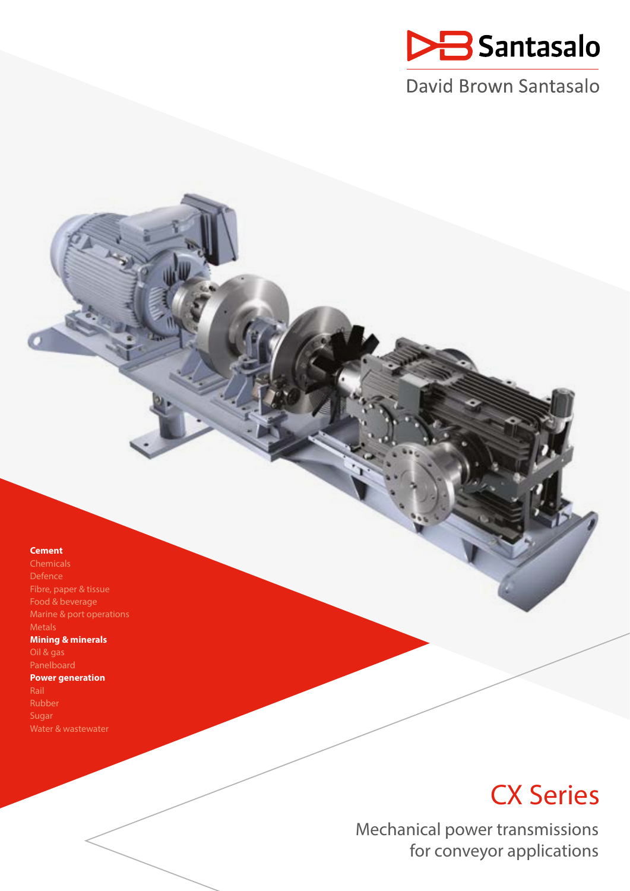Santasalo

David Brown Santasalo

**Cement**
Chemicals
Defence
Fibre, paper & tissue
Food & beverage
Marine & port operations
Metals
**Mining & minerals**
Oil & gas
Panelboard
**Power generation**
Rail
Rubber
Sugar
Water & wastewater

# CX Series

Mechanical power transmissions for conveyor applications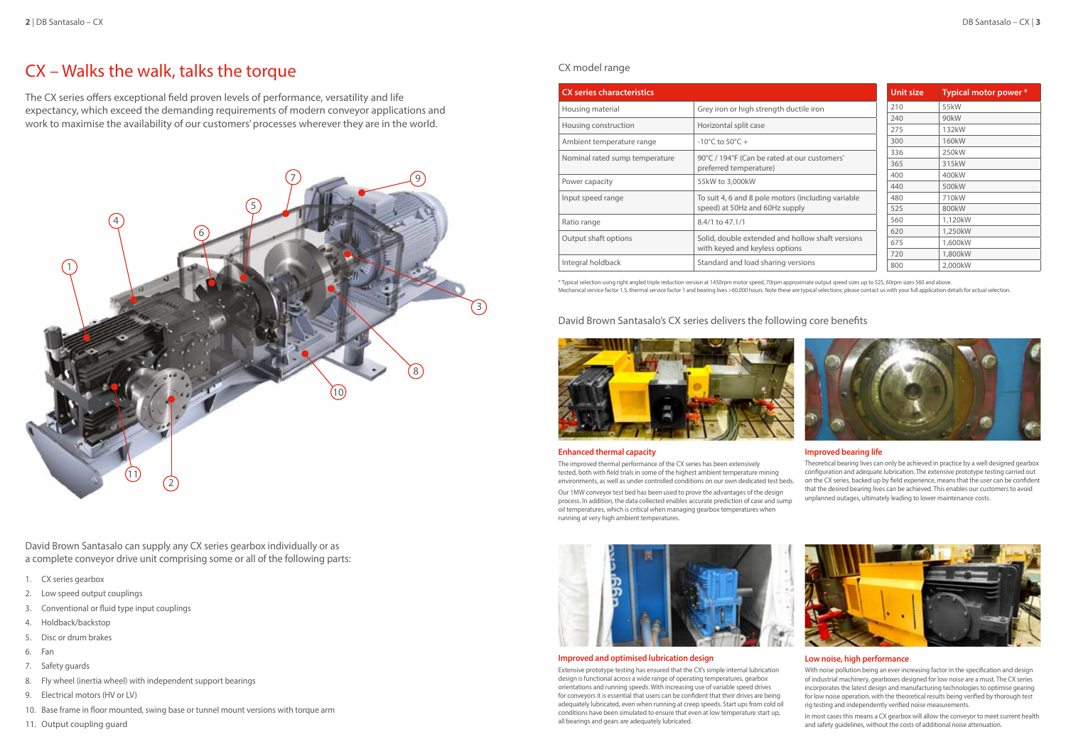# CX – Walks the walk, talks the torque

The CX series offers exceptional field proven levels of performance, versatility and life expectancy, which exceed the demanding requirements of modern conveyor applications and work to maximise the availability of our customers' processes wherever they are in the world.

1
2
3
4
5
6
7
8
9
10
11

David Brown Santasalo can supply any CX series gearbox individually or as a complete conveyor drive unit comprising some or all of the following parts:

1. CX series gearbox
2. Low speed output couplings
3. Conventional or fluid type input couplings
4. Holdback/backstop
5. Disc or drum brakes
6. Fan
7. Safety guards
8. Fly wheel (inertia wheel) with independent support bearings
9. Electrical motors (HV or LV)
10. Base frame in floor mounted, swing base or tunnel mount versions with torque arm
11. Output coupling guard

## CX model range

| CX series characteristics | |
|---|---|
| Housing material | Grey iron or high strength ductile iron |
| Housing construction | Horizontal split case |
| Ambient temperature range | -10°C to 50°C + |
| Nominal rated sump temperature | 90°C / 194°F (Can be rated at our customers' preferred temperature) |
| Power capacity | 55kW to 3,000kW |
| Input speed range | To suit 4, 6 and 8 pole motors (including variable speed) at 50Hz and 60Hz supply |
| Ratio range | 8.4/1 to 47.1/1 |
| Output shaft options | Solid, double extended and hollow shaft versions with keyed and keyless options |
| Integral holdback | Standard and load sharing versions |

| Unit size | Typical motor power * |
|---|---|
| 210 | 55kW |
| 240 | 90kW |
| 275 | 132kW |
| 300 | 160kW |
| 336 | 250kW |
| 365 | 315kW |
| 400 | 400kW |
| 440 | 500kW |
| 480 | 710kW |
| 525 | 800kW |
| 560 | 1,120kW |
| 620 | 1,250kW |
| 675 | 1,600kW |
| 720 | 1,800kW |
| 800 | 2,000kW |

* Typical selection using right angled triple reduction version at 1450rpm motor speed, 70rpm approximate output speed sizes up to 525, 60rpm sizes 560 and above. Mechanical service factor 1.5, thermal service factor 1 and bearing lives >60,000 hours. Note these are typical selections; please contact us with your full application details for actual selection.

## David Brown Santasalo's CX series delivers the following core benefits

### Enhanced thermal capacity

The improved thermal performance of the CX series has been extensively tested, both with field trials in some of the highest ambient temperature mining environments, as well as under controlled conditions on our own dedicated test beds.

Our 1MW conveyor test bed has been used to prove the advantages of the design process. In addition, the data collected enables accurate prediction of case and sump oil temperatures, which is critical when managing gearbox temperatures when running at very high ambient temperatures.

### Improved bearing life

Theoretical bearing lives can only be achieved in practice by a well designed gearbox configuration and adequate lubrication. The extensive prototype testing carried out on the CX series, backed up by field experience, means that the user can be confident that the desired bearing lives can be achieved. This enables our customers to avoid unplanned outages, ultimately leading to lower maintenance costs.

### Improved and optimised lubrication design

Extensive prototype testing has ensured that the CX's simple internal lubrication design is functional across a wide range of operating temperatures, gearbox orientations and running speeds. With increasing use of variable speed drives for conveyors it is essential that users can be confident that their drives are being adequately lubricated, even when running at creep speeds. Start ups from cold oil conditions have been simulated to ensure that even at low temperature start up, all bearings and gears are adequately lubricated.

### Low noise, high performance

With noise pollution being an ever increasing factor in the specification and design of industrial machinery, gearboxes designed for low noise are a must. The CX series incorporates the latest design and manufacturing technologies to optimise gearing for low noise operation, with the theoretical results being verified by thorough test rig testing and independently verified noise measurements.

In most cases this means a CX gearbox will allow the conveyor to meet current health and safety guidelines, without the costs of additional noise attenuation.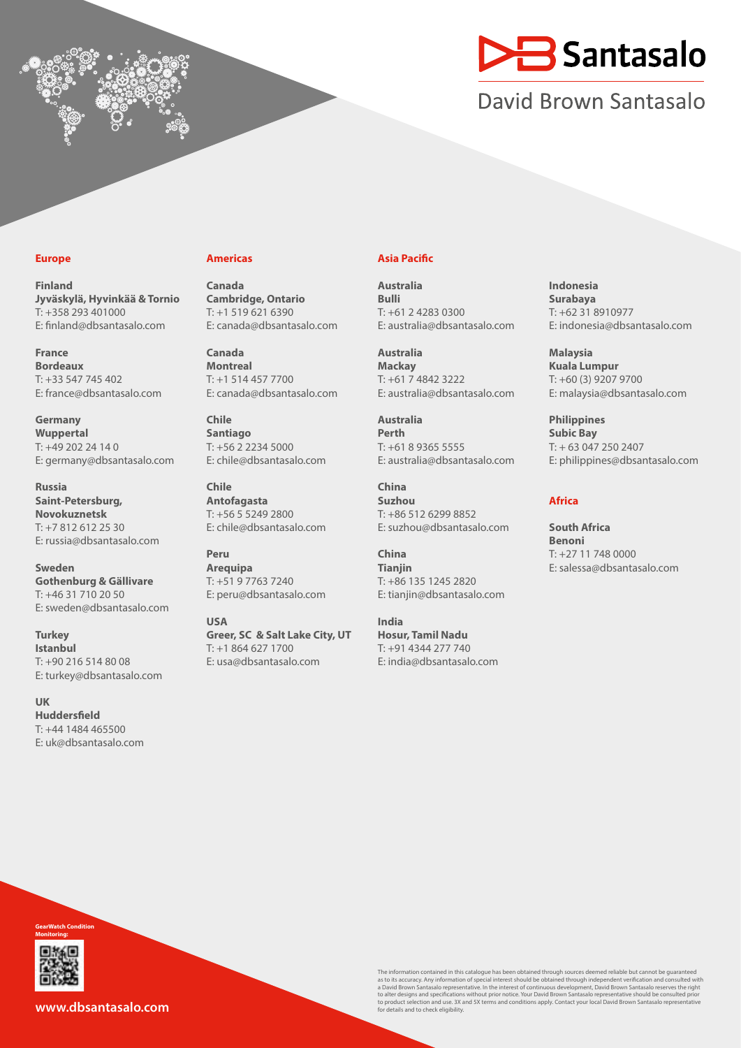Santasalo

David Brown Santasalo

## Europe

**Finland**
**Jyväskylä, Hyvinkää & Tornio**
T: +358 293 401000
E: finland@dbsantasalo.com

**France**
**Bordeaux**
T: +33 547 745 402
E: france@dbsantasalo.com

**Germany**
**Wuppertal**
T: +49 202 24 14 0
E: germany@dbsantasalo.com

**Russia**
**Saint-Petersburg, Novokuznetsk**
T: +7 812 612 25 30
E: russia@dbsantasalo.com

**Sweden**
**Gothenburg & Gällivare**
T: +46 31 710 20 50
E: sweden@dbsantasalo.com

**Turkey**
**Istanbul**
T: +90 216 514 80 08
E: turkey@dbsantasalo.com

**UK**
**Huddersfield**
T: +44 1484 465500
E: uk@dbsantasalo.com

## Americas

**Canada**
**Cambridge, Ontario**
T: +1 519 621 6390
E: canada@dbsantasalo.com

**Canada**
**Montreal**
T: +1 514 457 7700
E: canada@dbsantasalo.com

**Chile**
**Santiago**
T: +56 2 2234 5000
E: chile@dbsantasalo.com

**Chile**
**Antofagasta**
T: +56 5 5249 2800
E: chile@dbsantasalo.com

**Peru**
**Arequipa**
T: +51 9 7763 7240
E: peru@dbsantasalo.com

**USA**
**Greer, SC & Salt Lake City, UT**
T: +1 864 627 1700
E: usa@dbsantasalo.com

## Asia Pacific

**Australia**
**Bulli**
T: +61 2 4283 0300
E: australia@dbsantasalo.com

**Australia**
**Mackay**
T: +61 7 4842 3222
E: australia@dbsantasalo.com

**Australia**
**Perth**
T: +61 8 9365 5555
E: australia@dbsantasalo.com

**China**
**Suzhou**
T: +86 512 6299 8852
E: suzhou@dbsantasalo.com

**China**
**Tianjin**
T: +86 135 1245 2820
E: tianjin@dbsantasalo.com

**India**
**Hosur, Tamil Nadu**
T: +91 4344 277 740
E: india@dbsantasalo.com

**Indonesia**
**Surabaya**
T: +62 31 8910977
E: indonesia@dbsantasalo.com

**Malaysia**
**Kuala Lumpur**
T: +60 (3) 9207 9700
E: malaysia@dbsantasalo.com

**Philippines**
**Subic Bay**
T: + 63 047 250 2407
E: philippines@dbsantasalo.com

## Africa

**South Africa**
**Benoni**
T: +27 11 748 0000
E: salessa@dbsantasalo.com

**GearWatch Condition Monitoring:**

**www.dbsantasalo.com**

The information contained in this catalogue has been obtained through sources deemed reliable but cannot be guaranteed as to its accuracy. Any information of special interest should be obtained through independent verification and consulted with a David Brown Santasalo representative. In the interest of continuous development, David Brown Santasalo reserves the right to alter designs and specifications without prior notice. Your David Brown Santasalo representative should be consulted prior to product selection and use. 3X and 5X terms and conditions apply. Contact your local David Brown Santasalo representative for details and to check eligibility.